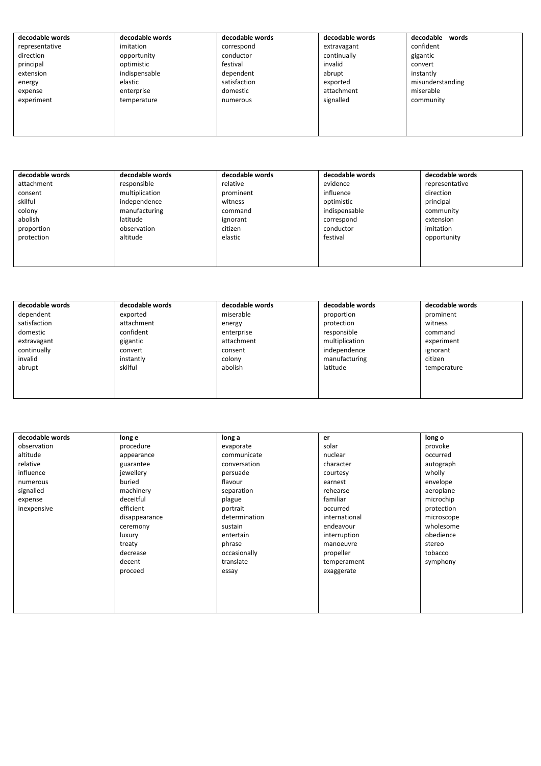| decodable words | decodable words | decodable words | decodable words | decodable words |
|---|---|---|---|---|
| representative | imitation | correspond | extravagant | confident |
| direction | opportunity | conductor | continually | gigantic |
| principal | optimistic | festival | invalid | convert |
| extension | indispensable | dependent | abrupt | instantly |
| energy | elastic | satisfaction | exported | misunderstanding |
| expense | enterprise | domestic | attachment | miserable |
| experiment | temperature | numerous | signalled | community |

| decodable words | decodable words | decodable words | decodable words | decodable words |
|---|---|---|---|---|
| attachment | responsible | relative | evidence | representative |
| consent | multiplication | prominent | influence | direction |
| skilful | independence | witness | optimistic | principal |
| colony | manufacturing | command | indispensable | community |
| abolish | latitude | ignorant | correspond | extension |
| proportion | observation | citizen | conductor | imitation |
| protection | altitude | elastic | festival | opportunity |

| decodable words | decodable words | decodable words | decodable words | decodable words |
|---|---|---|---|---|
| dependent | exported | miserable | proportion | prominent |
| satisfaction | attachment | energy | protection | witness |
| domestic | confident | enterprise | responsible | command |
| extravagant | gigantic | attachment | multiplication | experiment |
| continually | convert | consent | independence | ignorant |
| invalid | instantly | colony | manufacturing | citizen |
| abrupt | skilful | abolish | latitude | temperature |

| decodable words | long e | long a | er | long o |
|---|---|---|---|---|
| observation | procedure | evaporate | solar | provoke |
| altitude | appearance | communicate | nuclear | occurred |
| relative | guarantee | conversation | character | autograph |
| influence | jewellery | persuade | courtesy | wholly |
| numerous | buried | flavour | earnest | envelope |
| signalled | machinery | separation | rehearse | aeroplane |
| expense | deceitful | plague | familiar | microchip |
| inexpensive | efficient | portrait | occurred | protection |
| | disappearance | determination | international | microscope |
| | ceremony | sustain | endeavour | wholesome |
| | luxury | entertain | interruption | obedience |
| | treaty | phrase | manoeuvre | stereo |
| | decrease | occasionally | propeller | tobacco |
| | decent | translate | temperament | symphony |
| | proceed | essay | exaggerate | |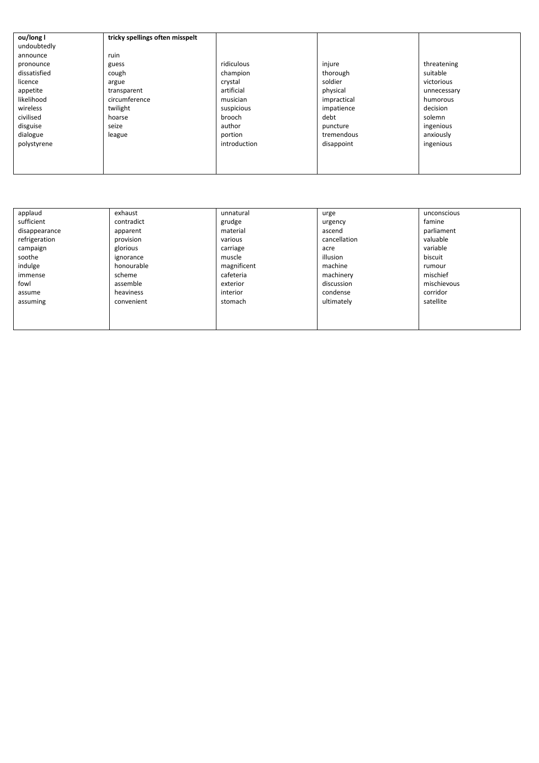| ou/long l | tricky spellings often misspelt | | | |
|---|---|---|---|---|
| undoubtedly | | | | |
| announce | ruin | | | |
| pronounce | guess | ridiculous | injure | threatening |
| dissatisfied | cough | champion | thorough | suitable |
| licence | argue | crystal | soldier | victorious |
| appetite | transparent | artificial | physical | unnecessary |
| likelihood | circumference | musician | impractical | humorous |
| wireless | twilight | suspicious | impatience | decision |
| civilised | hoarse | brooch | debt | solemn |
| disguise | seize | author | puncture | ingenious |
| dialogue | league | portion | tremendous | anxiously |
| polystyrene | | introduction | disappoint | ingenious |

| | | | | |
|---|---|---|---|---|
| applaud | exhaust | unnatural | urge | unconscious |
| sufficient | contradict | grudge | urgency | famine |
| disappearance | apparent | material | ascend | parliament |
| refrigeration | provision | various | cancellation | valuable |
| campaign | glorious | carriage | acre | variable |
| soothe | ignorance | muscle | illusion | biscuit |
| indulge | honourable | magnificent | machine | rumour |
| immense | scheme | cafeteria | machinery | mischief |
| fowl | assemble | exterior | discussion | mischievous |
| assume | heaviness | interior | condense | corridor |
| assuming | convenient | stomach | ultimately | satellite |